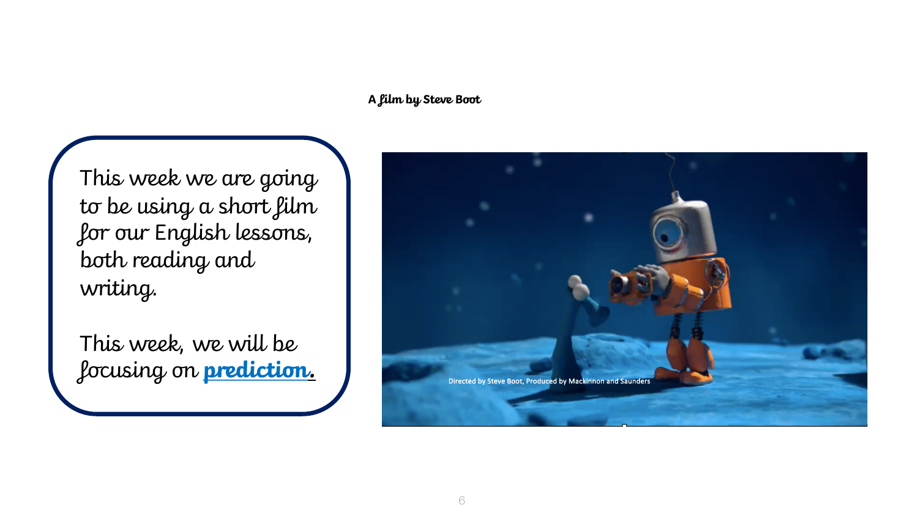A film by Steve Boot

This week we are going to be using a short film for our English lessons, both reading and writing.

This week, we will be focusing on **prediction**.

Directed by Steve Boot, Produced by Mackinnon and Saunders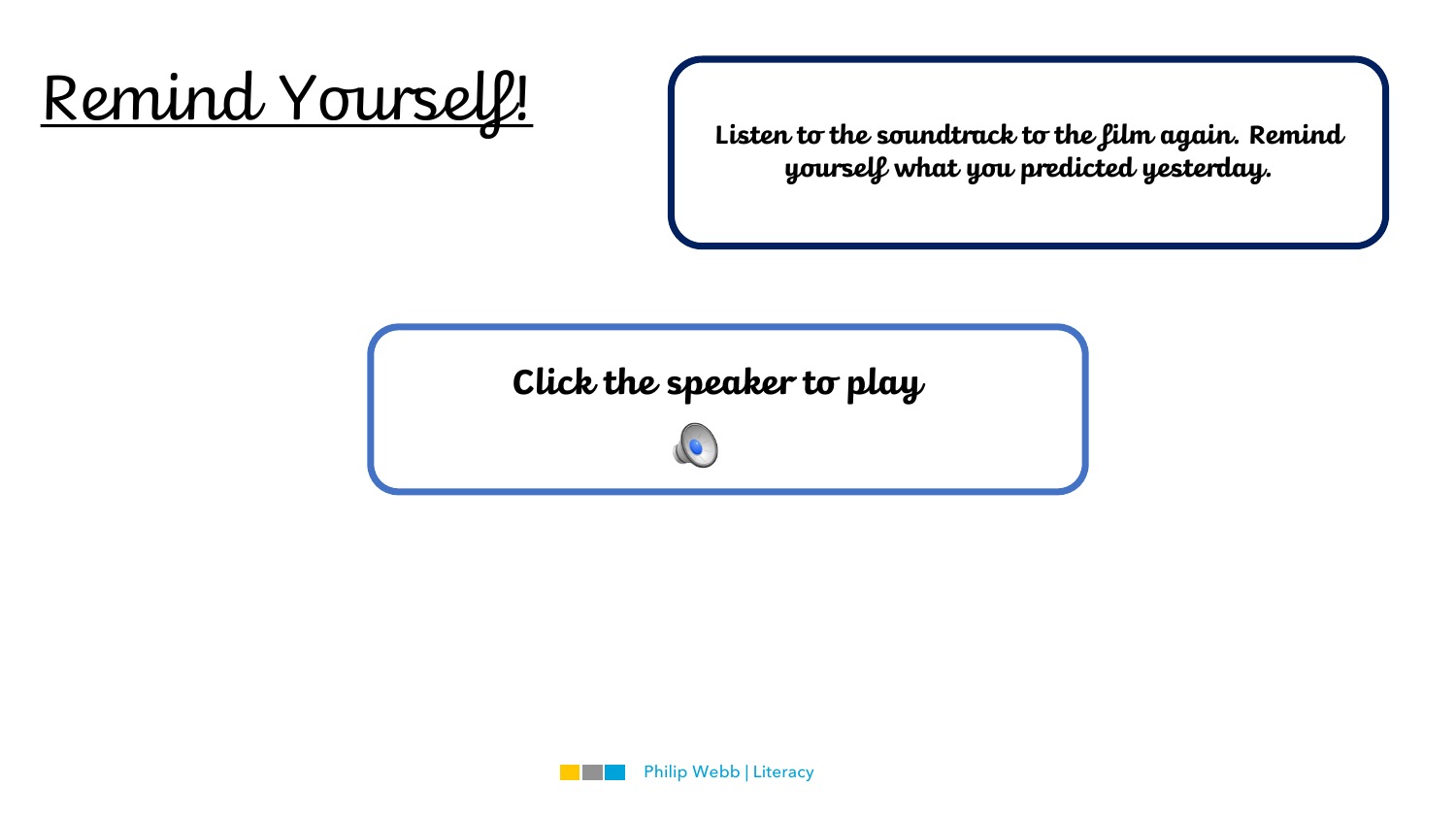# Remind Yourself!

**Listen to the soundtrack to the film again. Remind yourself what you predicted yesterday.**

**Click the speaker to play**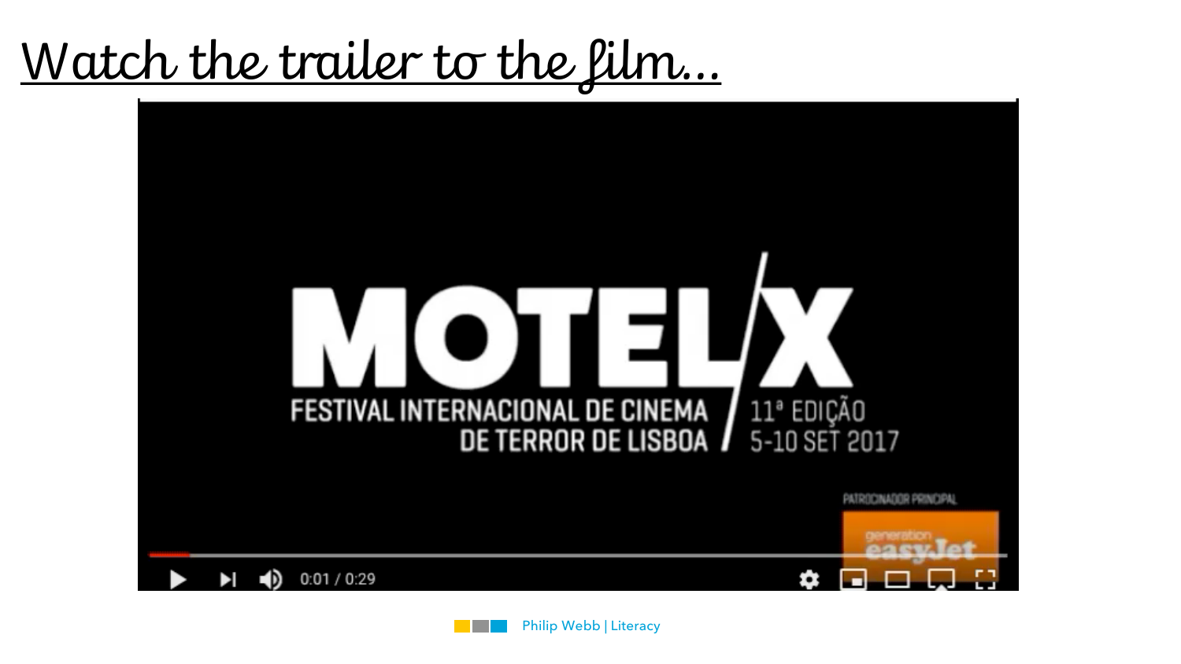# Watch the trailer to the film...

MOTEL/X

FESTIVAL INTERNACIONAL DE CINEMA DE TERROR DE LISBOA / 11ª EDIÇÃO 5-10 SET 2017

PATROCINADOR PRINCIPAL

generation easyJet

0:01 / 0:29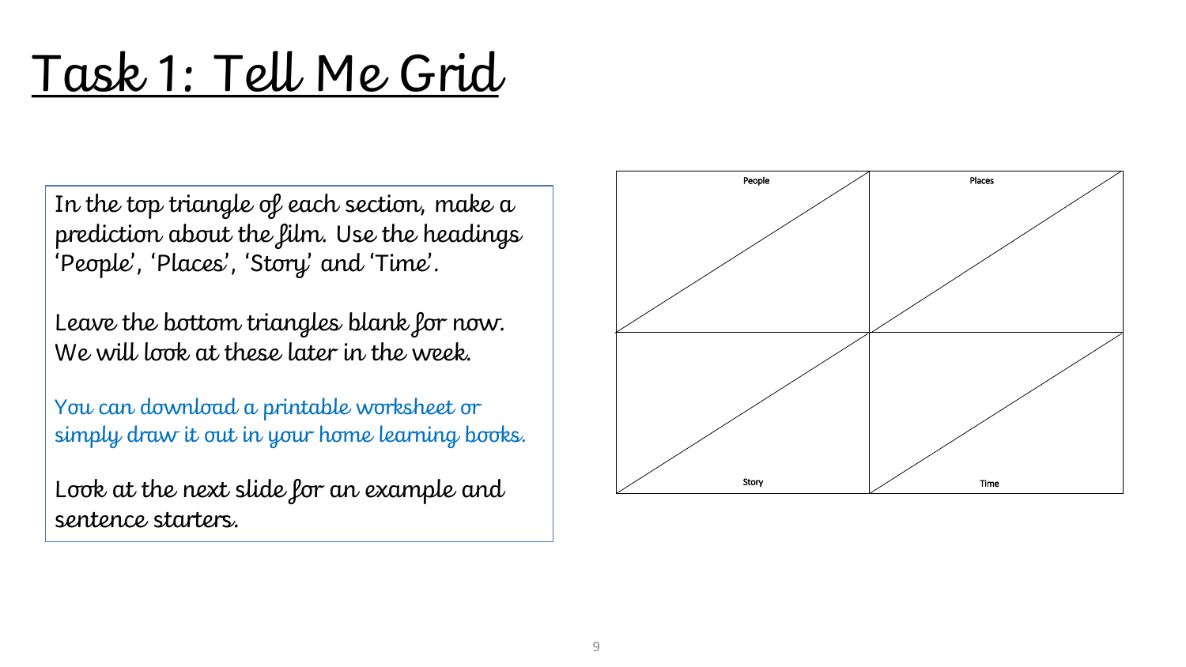# Task 1: Tell Me Grid

In the top triangle of each section, make a prediction about the film. Use the headings 'People', 'Places', 'Story' and 'Time'.

Leave the bottom triangles blank for now. We will look at these later in the week.

You can download a printable worksheet or simply draw it out in your home learning books.

Look at the next slide for an example and sentence starters.

| People | Places |
| --- | --- |
| Story | Time |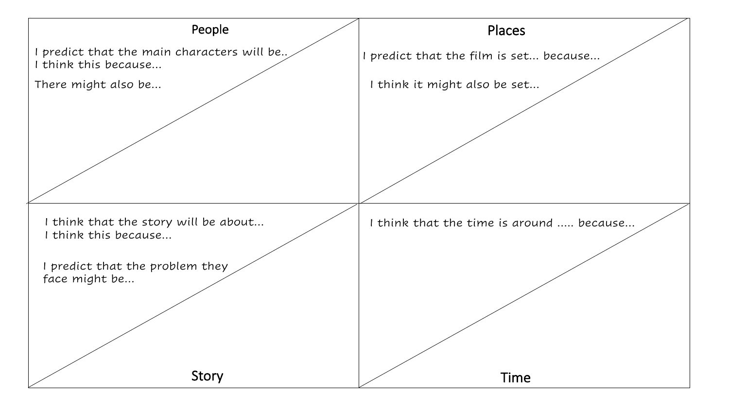## People

I predict that the main characters will be..
I think this because...

There might also be...

## Places

I predict that the film is set... because...

I think it might also be set...

## Story

I think that the story will be about...
I think this because...

I predict that the problem they face might be...

## Time

I think that the time is around ..... because...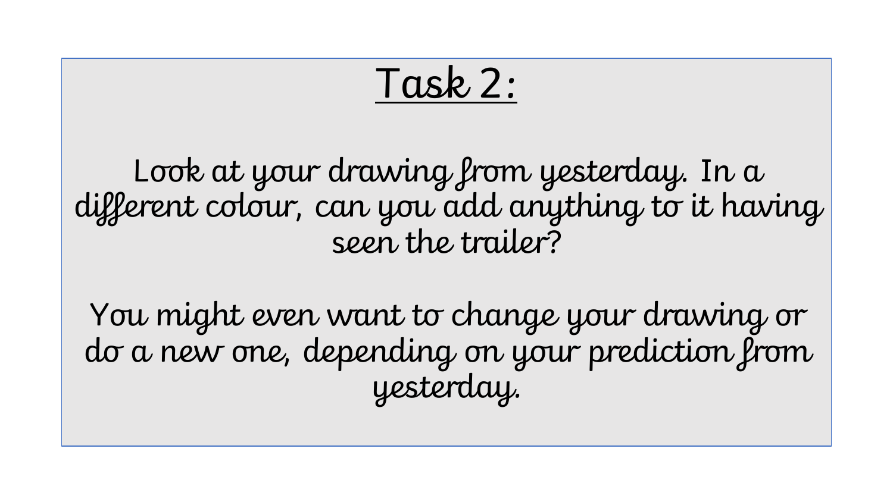# Task 2:

Look at your drawing from yesterday. In a different colour, can you add anything to it having seen the trailer?

You might even want to change your drawing or do a new one, depending on your prediction from yesterday.